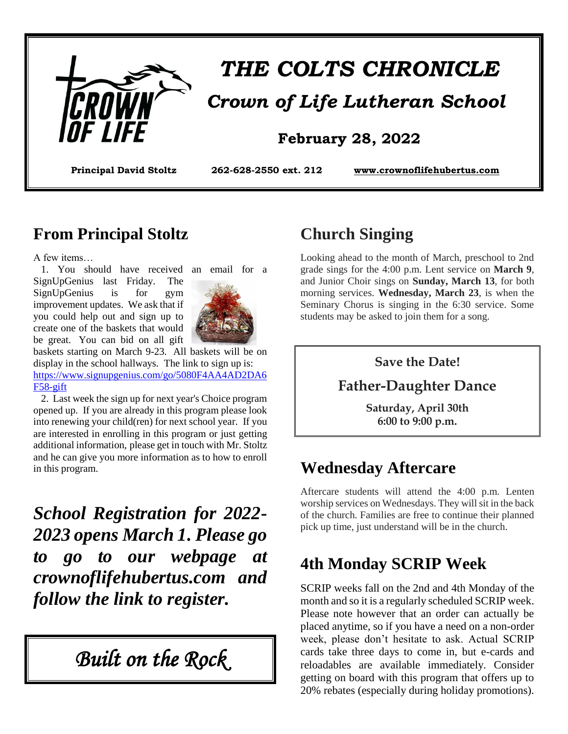# THE COLTS CHRONICLE

## Crown of Life Lutheran School

**February 28, 2022**

**Principal David Stoltz** **262-628-2550 ext. 212** **www.crownoflifehubertus.com**

## From Principal Stoltz

A few items…

1. You should have received an email for a SignUpGenius last Friday. The SignUpGenius is for gym improvement updates. We ask that if you could help out and sign up to create one of the baskets that would be great. You can bid on all gift baskets starting on March 9-23. All baskets will be on display in the school hallways. The link to sign up is: [https://www.signupgenius.com/go/5080F4AA4AD2DA6F58-gift](https://www.signupgenius.com/go/5080F4AA4AD2DA6F58-gift)

2. Last week the sign up for next year's Choice program opened up. If you are already in this program please look into renewing your child(ren) for next school year. If you are interested in enrolling in this program or just getting additional information, please get in touch with Mr. Stoltz and he can give you more information as to how to enroll in this program.

***School Registration for 2022-2023 opens March 1. Please go to go to our webpage at crownoflifehubertus.com and follow the link to register.***

*Built on the Rock*

## Church Singing

Looking ahead to the month of March, preschool to 2nd grade sings for the 4:00 p.m. Lent service on **March 9**, and Junior Choir sings on **Sunday, March 13**, for both morning services. **Wednesday, March 23**, is when the Seminary Chorus is singing in the 6:30 service. Some students may be asked to join them for a song.

**Save the Date!**

**Father-Daughter Dance**

**Saturday, April 30th**
**6:00 to 9:00 p.m.**

## Wednesday Aftercare

Aftercare students will attend the 4:00 p.m. Lenten worship services on Wednesdays. They will sit in the back of the church. Families are free to continue their planned pick up time, just understand will be in the church.

## 4th Monday SCRIP Week

SCRIP weeks fall on the 2nd and 4th Monday of the month and so it is a regularly scheduled SCRIP week. Please note however that an order can actually be placed anytime, so if you have a need on a non-order week, please don't hesitate to ask. Actual SCRIP cards take three days to come in, but e-cards and reloadables are available immediately. Consider getting on board with this program that offers up to 20% rebates (especially during holiday promotions).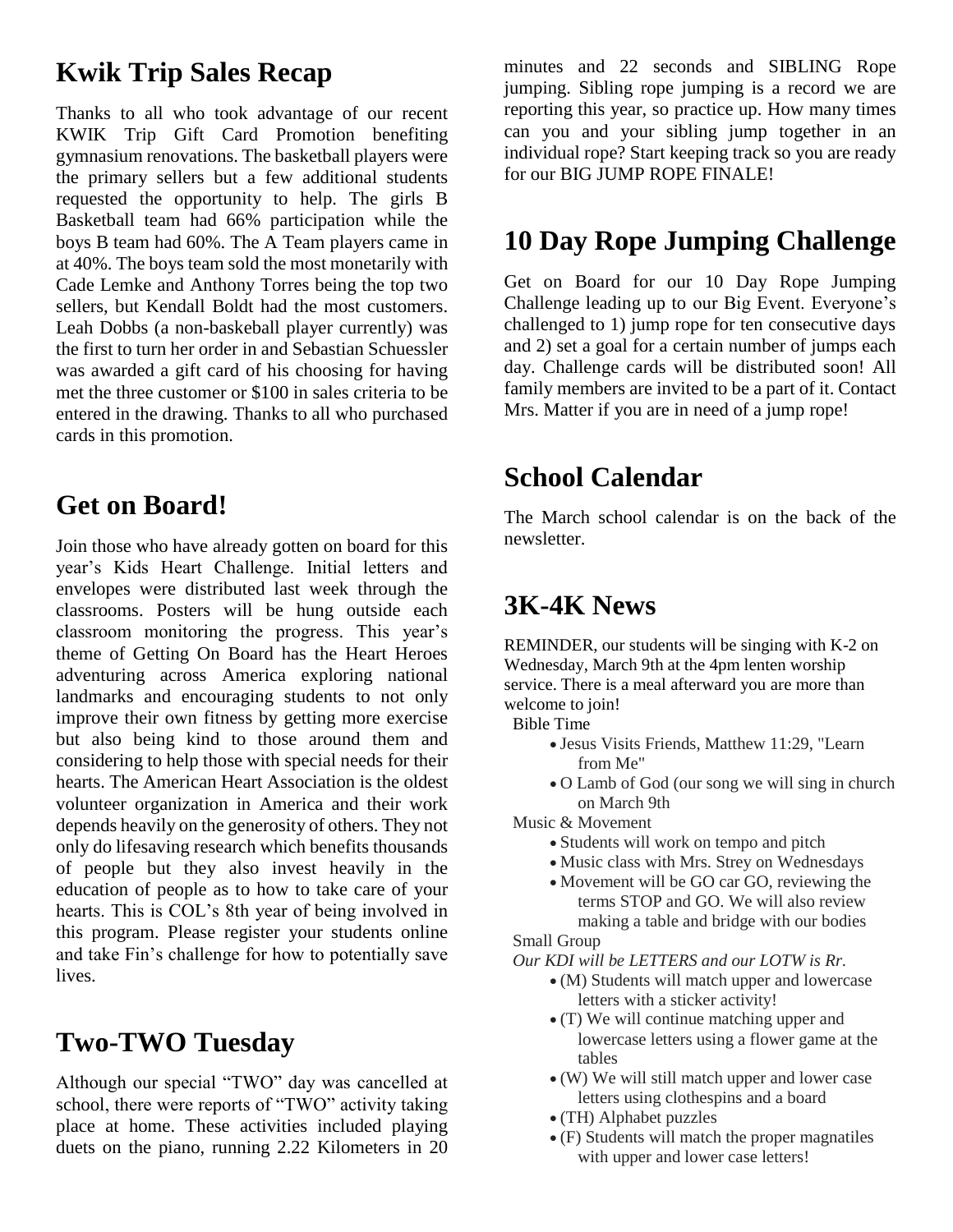## Kwik Trip Sales Recap

Thanks to all who took advantage of our recent KWIK Trip Gift Card Promotion benefiting gymnasium renovations. The basketball players were the primary sellers but a few additional students requested the opportunity to help. The girls B Basketball team had 66% participation while the boys B team had 60%. The A Team players came in at 40%. The boys team sold the most monetarily with Cade Lemke and Anthony Torres being the top two sellers, but Kendall Boldt had the most customers. Leah Dobbs (a non-basketball player currently) was the first to turn her order in and Sebastian Schuessler was awarded a gift card of his choosing for having met the three customer or $100 in sales criteria to be entered in the drawing. Thanks to all who purchased cards in this promotion.

## Get on Board!

Join those who have already gotten on board for this year's Kids Heart Challenge. Initial letters and envelopes were distributed last week through the classrooms. Posters will be hung outside each classroom monitoring the progress. This year's theme of Getting On Board has the Heart Heroes adventuring across America exploring national landmarks and encouraging students to not only improve their own fitness by getting more exercise but also being kind to those around them and considering to help those with special needs for their hearts. The American Heart Association is the oldest volunteer organization in America and their work depends heavily on the generosity of others. They not only do lifesaving research which benefits thousands of people but they also invest heavily in the education of people as to how to take care of your hearts. This is COL's 8th year of being involved in this program. Please register your students online and take Fin's challenge for how to potentially save lives.

## Two-TWO Tuesday

Although our special "TWO" day was cancelled at school, there were reports of "TWO" activity taking place at home. These activities included playing duets on the piano, running 2.22 Kilometers in 20 minutes and 22 seconds and SIBLING Rope jumping. Sibling rope jumping is a record we are reporting this year, so practice up. How many times can you and your sibling jump together in an individual rope? Start keeping track so you are ready for our BIG JUMP ROPE FINALE!

## 10 Day Rope Jumping Challenge

Get on Board for our 10 Day Rope Jumping Challenge leading up to our Big Event. Everyone's challenged to 1) jump rope for ten consecutive days and 2) set a goal for a certain number of jumps each day. Challenge cards will be distributed soon! All family members are invited to be a part of it. Contact Mrs. Matter if you are in need of a jump rope!

## School Calendar

The March school calendar is on the back of the newsletter.

## 3K-4K News

REMINDER, our students will be singing with K-2 on Wednesday, March 9th at the 4pm lenten worship service. There is a meal afterward you are more than welcome to join!

Bible Time

- Jesus Visits Friends, Matthew 11:29, "Learn from Me"
- O Lamb of God (our song we will sing in church on March 9th

Music & Movement

- Students will work on tempo and pitch
- Music class with Mrs. Strey on Wednesdays
- Movement will be GO car GO, reviewing the terms STOP and GO. We will also review making a table and bridge with our bodies

Small Group

*Our KDI will be LETTERS and our LOTW is Rr.*

- (M) Students will match upper and lowercase letters with a sticker activity!
- (T) We will continue matching upper and lowercase letters using a flower game at the tables
- (W) We will still match upper and lower case letters using clothespins and a board
- (TH) Alphabet puzzles
- (F) Students will match the proper magnatiles with upper and lower case letters!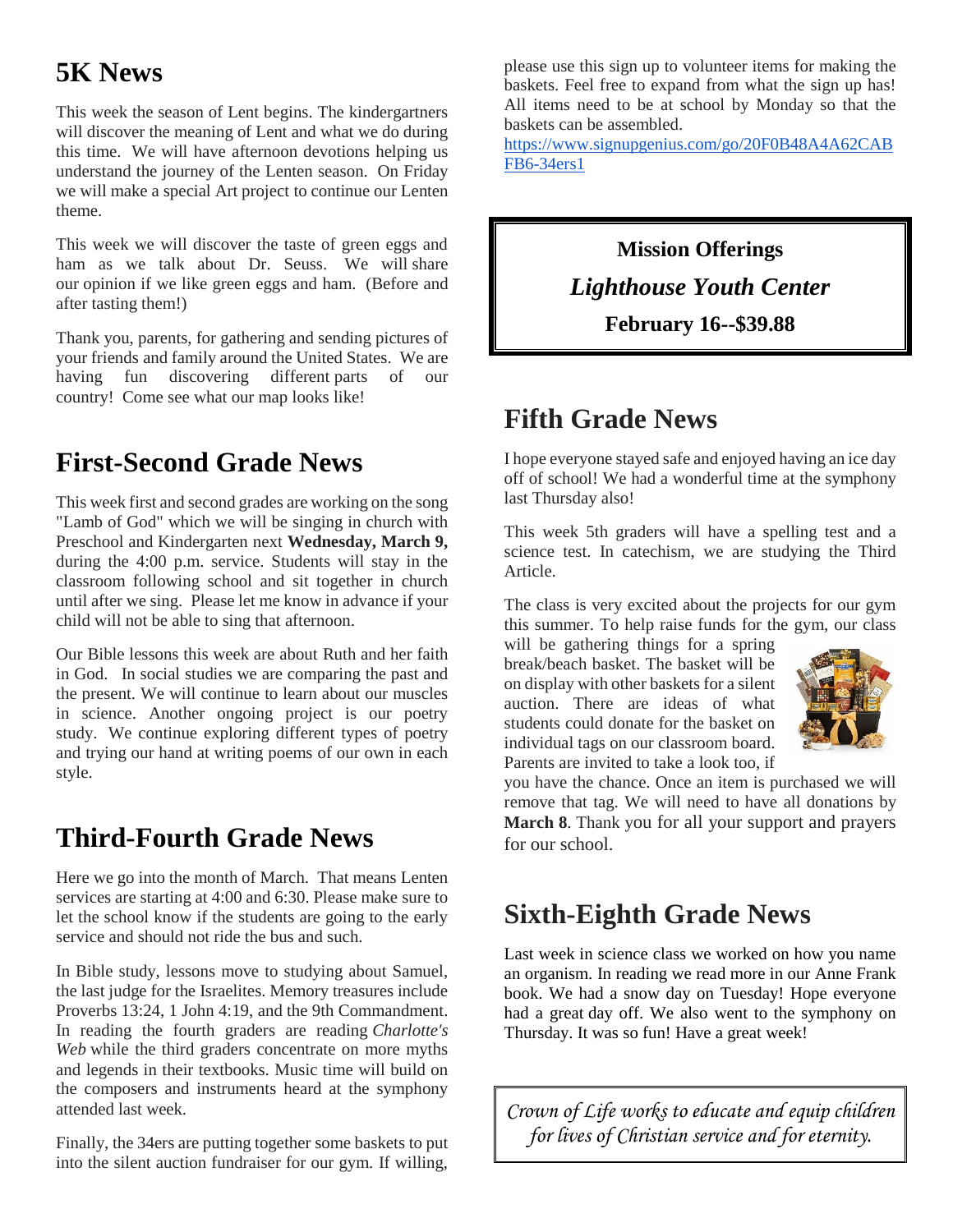## 5K News

This week the season of Lent begins. The kindergartners will discover the meaning of Lent and what we do during this time. We will have afternoon devotions helping us understand the journey of the Lenten season. On Friday we will make a special Art project to continue our Lenten theme.

This week we will discover the taste of green eggs and ham as we talk about Dr. Seuss. We will share our opinion if we like green eggs and ham. (Before and after tasting them!)

Thank you, parents, for gathering and sending pictures of your friends and family around the United States. We are having fun discovering different parts of our country! Come see what our map looks like!

## First-Second Grade News

This week first and second grades are working on the song "Lamb of God" which we will be singing in church with Preschool and Kindergarten next **Wednesday, March 9,** during the 4:00 p.m. service. Students will stay in the classroom following school and sit together in church until after we sing. Please let me know in advance if your child will not be able to sing that afternoon.

Our Bible lessons this week are about Ruth and her faith in God. In social studies we are comparing the past and the present. We will continue to learn about our muscles in science. Another ongoing project is our poetry study. We continue exploring different types of poetry and trying our hand at writing poems of our own in each style.

## Third-Fourth Grade News

Here we go into the month of March. That means Lenten services are starting at 4:00 and 6:30. Please make sure to let the school know if the students are going to the early service and should not ride the bus and such.

In Bible study, lessons move to studying about Samuel, the last judge for the Israelites. Memory treasures include Proverbs 13:24, 1 John 4:19, and the 9th Commandment. In reading the fourth graders are reading *Charlotte's Web* while the third graders concentrate on more myths and legends in their textbooks. Music time will build on the composers and instruments heard at the symphony attended last week.

Finally, the 34ers are putting together some baskets to put into the silent auction fundraiser for our gym. If willing, please use this sign up to volunteer items for making the baskets. Feel free to expand from what the sign up has! All items need to be at school by Monday so that the baskets can be assembled.
https://www.signupgenius.com/go/20F0B48A4A62CABFB6-34ers1

**Mission Offerings**

***Lighthouse Youth Center***

**February 16--$39.88**

## Fifth Grade News

I hope everyone stayed safe and enjoyed having an ice day off of school! We had a wonderful time at the symphony last Thursday also!

This week 5th graders will have a spelling test and a science test. In catechism, we are studying the Third Article.

The class is very excited about the projects for our gym this summer. To help raise funds for the gym, our class will be gathering things for a spring break/beach basket. The basket will be on display with other baskets for a silent auction. There are ideas of what students could donate for the basket on individual tags on our classroom board. Parents are invited to take a look too, if you have the chance. Once an item is purchased we will remove that tag. We will need to have all donations by **March 8**. Thank you for all your support and prayers for our school.

## Sixth-Eighth Grade News

Last week in science class we worked on how you name an organism. In reading we read more in our Anne Frank book. We had a snow day on Tuesday! Hope everyone had a great day off. We also went to the symphony on Thursday. It was so fun! Have a great week!

*Crown of Life works to educate and equip children for lives of Christian service and for eternity.*